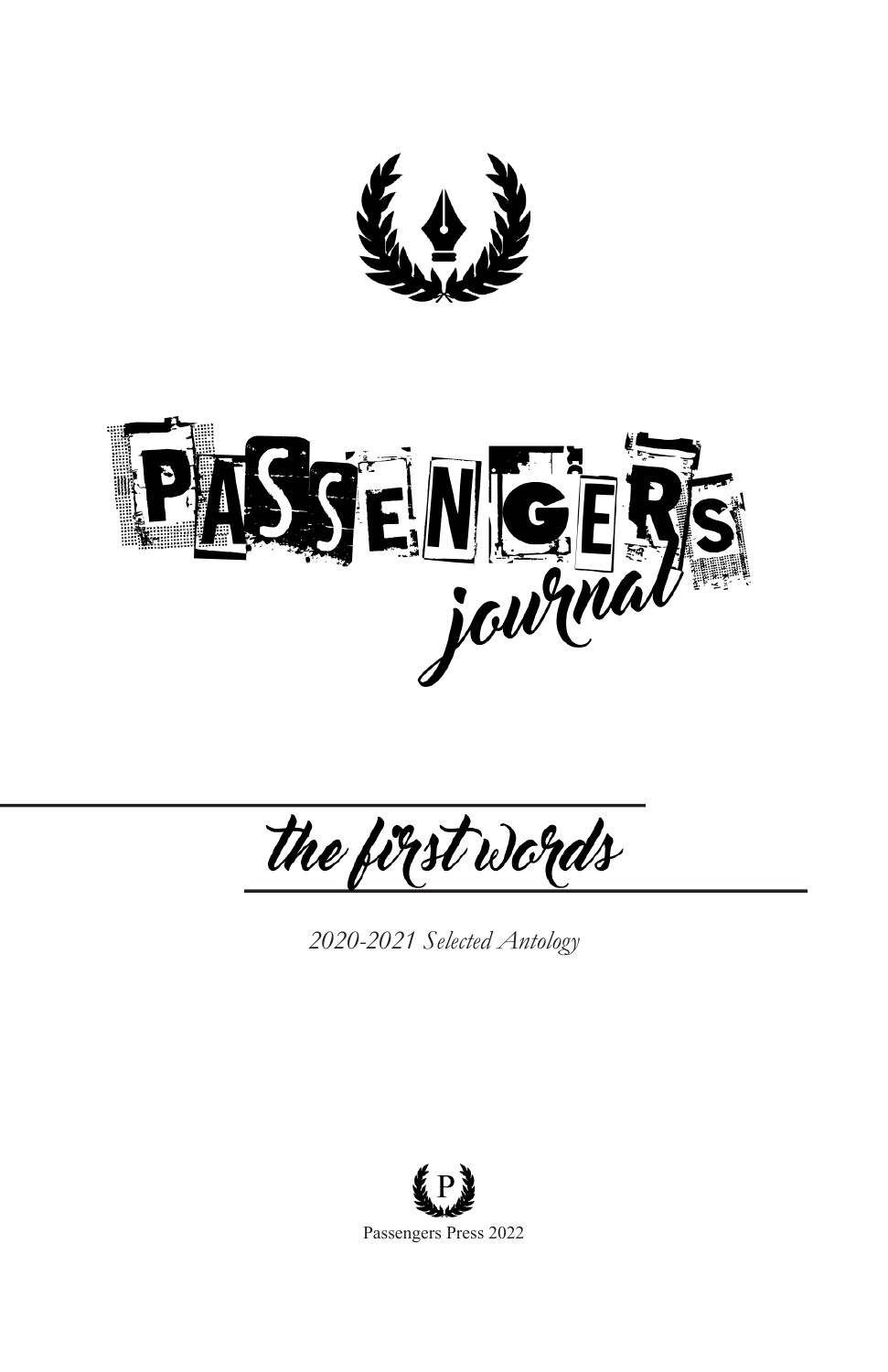# PASSENGERS journal

## the first words

*2020-2021 Selected Antology*

P

Passengers Press 2022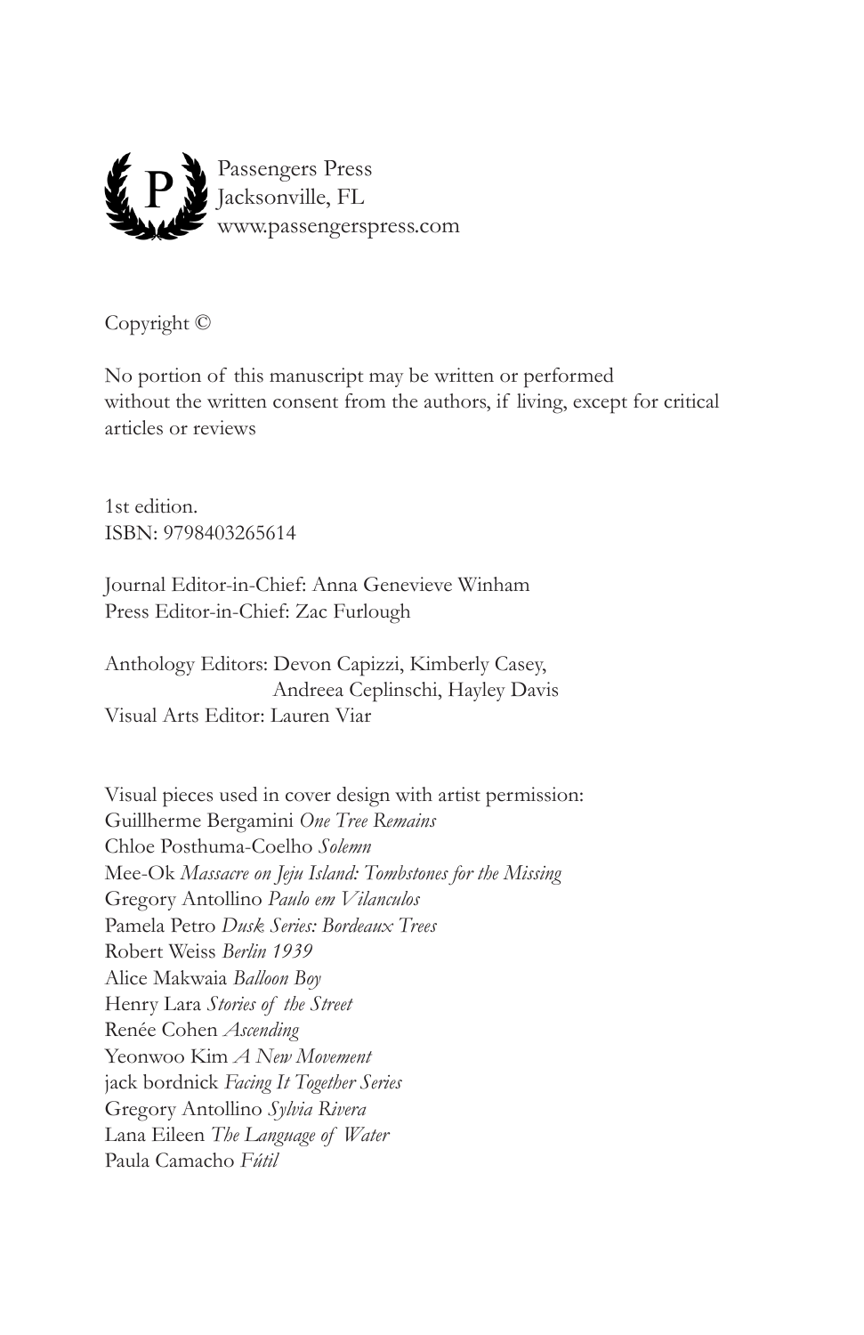Passengers Press
Jacksonville, FL
www.passengerspress.com

Copyright ©

No portion of this manuscript may be written or performed
without the written consent from the authors, if living, except for critical
articles or reviews

1st edition.
ISBN: 9798403265614

Journal Editor-in-Chief: Anna Genevieve Winham
Press Editor-in-Chief: Zac Furlough

Anthology Editors: Devon Capizzi, Kimberly Casey,
Andreea Ceplinschi, Hayley Davis
Visual Arts Editor: Lauren Viar

Visual pieces used in cover design with artist permission:
Guillherme Bergamini *One Tree Remains*
Chloe Posthuma-Coelho *Solemn*
Mee-Ok *Massacre on Jeju Island: Tombstones for the Missing*
Gregory Antollino *Paulo em Vilanculos*
Pamela Petro *Dusk Series: Bordeaux Trees*
Robert Weiss *Berlin 1939*
Alice Makwaia *Balloon Boy*
Henry Lara *Stories of the Street*
Renée Cohen *Ascending*
Yeonwoo Kim *A New Movement*
jack bordnick *Facing It Together Series*
Gregory Antollino *Sylvia Rivera*
Lana Eileen *The Language of Water*
Paula Camacho *Fútil*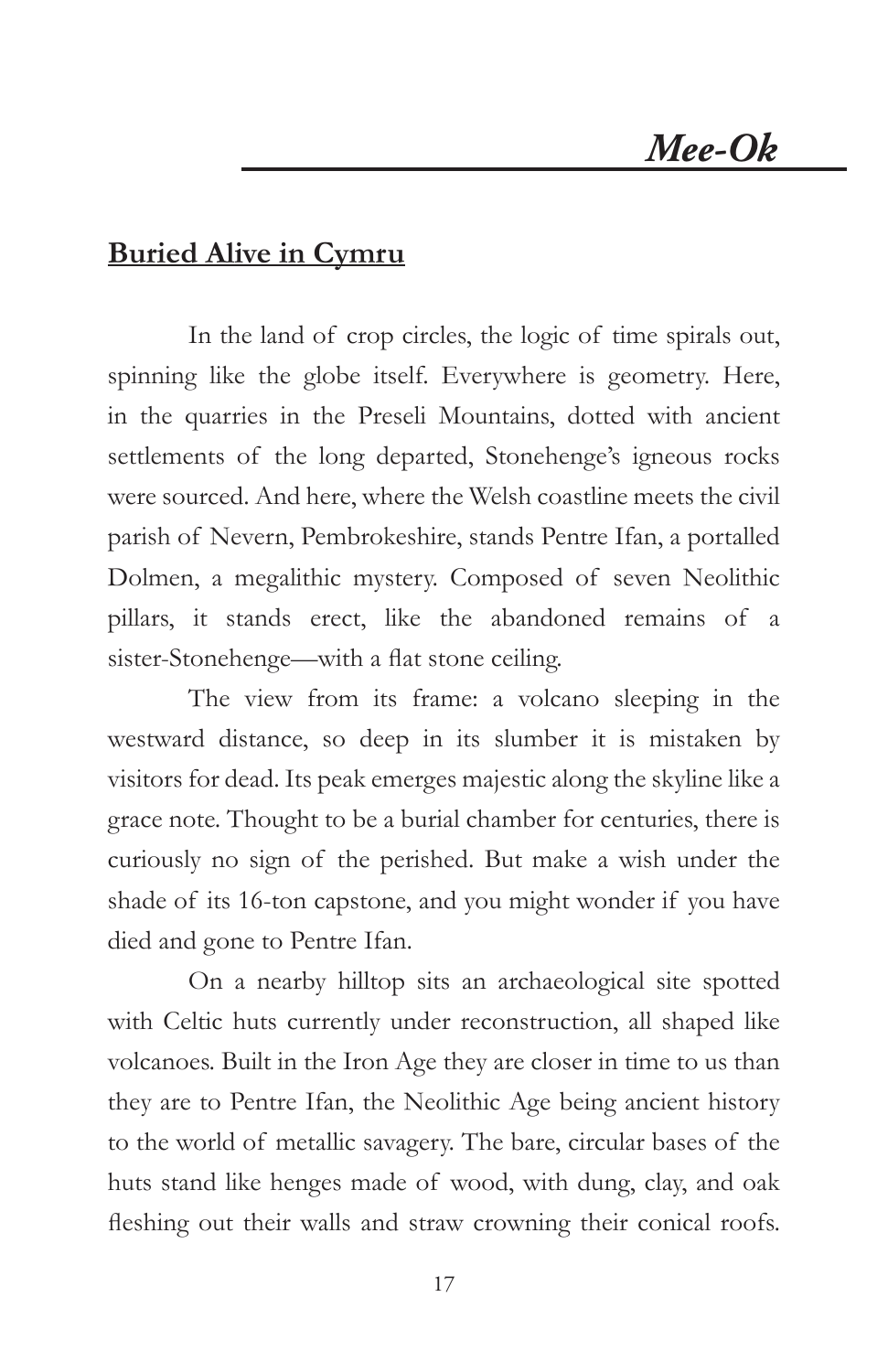## Buried Alive in Cymru

In the land of crop circles, the logic of time spirals out, spinning like the globe itself. Everywhere is geometry. Here, in the quarries in the Preseli Mountains, dotted with ancient settlements of the long departed, Stonehenge's igneous rocks were sourced. And here, where the Welsh coastline meets the civil parish of Nevern, Pembrokeshire, stands Pentre Ifan, a portalled Dolmen, a megalithic mystery. Composed of seven Neolithic pillars, it stands erect, like the abandoned remains of a sister-Stonehenge—with a flat stone ceiling.

The view from its frame: a volcano sleeping in the westward distance, so deep in its slumber it is mistaken by visitors for dead. Its peak emerges majestic along the skyline like a grace note. Thought to be a burial chamber for centuries, there is curiously no sign of the perished. But make a wish under the shade of its 16-ton capstone, and you might wonder if you have died and gone to Pentre Ifan.

On a nearby hilltop sits an archaeological site spotted with Celtic huts currently under reconstruction, all shaped like volcanoes. Built in the Iron Age they are closer in time to us than they are to Pentre Ifan, the Neolithic Age being ancient history to the world of metallic savagery. The bare, circular bases of the huts stand like henges made of wood, with dung, clay, and oak fleshing out their walls and straw crowning their conical roofs.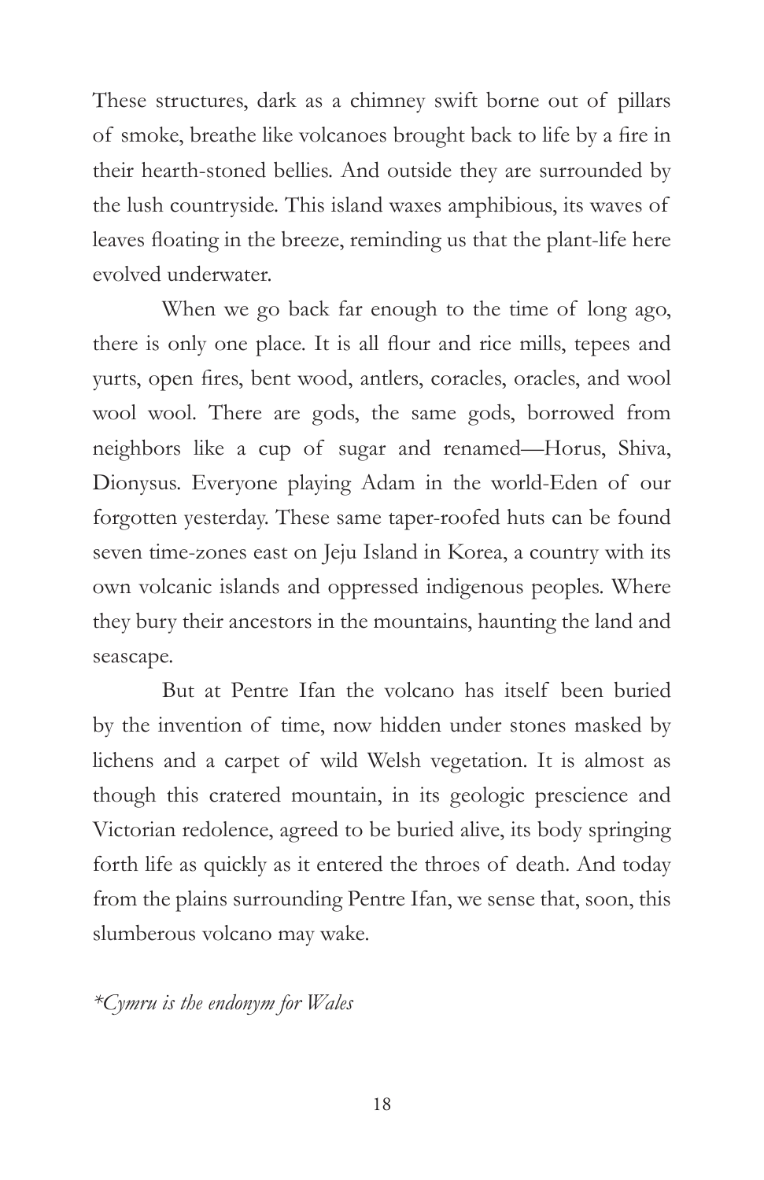These structures, dark as a chimney swift borne out of pillars of smoke, breathe like volcanoes brought back to life by a fire in their hearth-stoned bellies. And outside they are surrounded by the lush countryside. This island waxes amphibious, its waves of leaves floating in the breeze, reminding us that the plant-life here evolved underwater.

When we go back far enough to the time of long ago, there is only one place. It is all flour and rice mills, tepees and yurts, open fires, bent wood, antlers, coracles, oracles, and wool wool wool. There are gods, the same gods, borrowed from neighbors like a cup of sugar and renamed—Horus, Shiva, Dionysus. Everyone playing Adam in the world-Eden of our forgotten yesterday. These same taper-roofed huts can be found seven time-zones east on Jeju Island in Korea, a country with its own volcanic islands and oppressed indigenous peoples. Where they bury their ancestors in the mountains, haunting the land and seascape.

But at Pentre Ifan the volcano has itself been buried by the invention of time, now hidden under stones masked by lichens and a carpet of wild Welsh vegetation. It is almost as though this cratered mountain, in its geologic prescience and Victorian redolence, agreed to be buried alive, its body springing forth life as quickly as it entered the throes of death. And today from the plains surrounding Pentre Ifan, we sense that, soon, this slumberous volcano may wake.

*\*Cymru is the endonym for Wales*